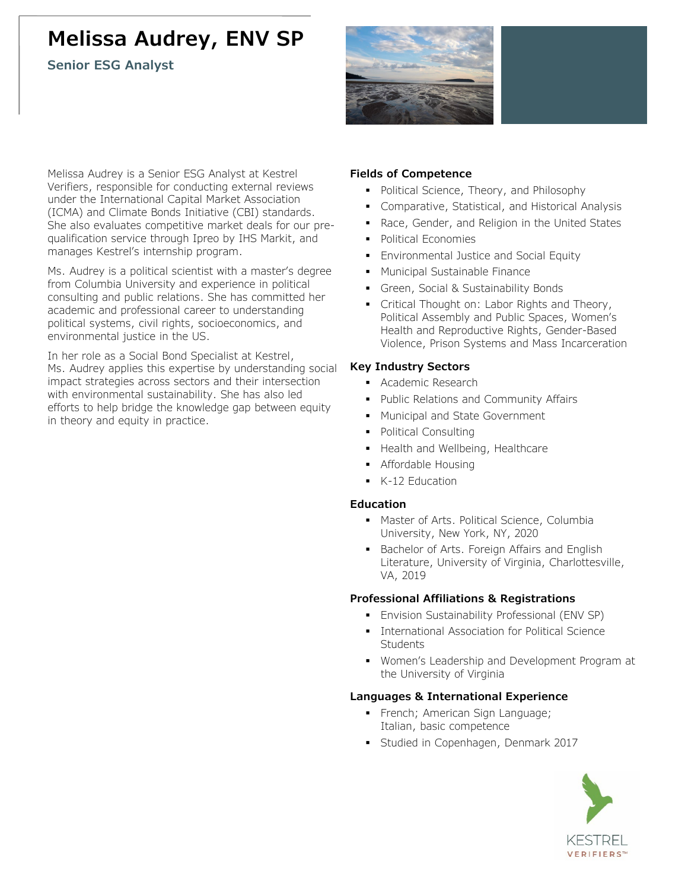# Melissa Audrey, ENV SP

## Senior ESG Analyst

Melissa Audrey is a Senior ESG Analyst at Kestrel Verifiers, responsible for conducting external reviews under the International Capital Market Association (ICMA) and Climate Bonds Initiative (CBI) standards. She also evaluates competitive market deals for our pre-qualification service through Ipreo by IHS Markit, and manages Kestrel's internship program.

Ms. Audrey is a political scientist with a master's degree from Columbia University and experience in political consulting and public relations. She has committed her academic and professional career to understanding political systems, civil rights, socioeconomics, and environmental justice in the US.

In her role as a Social Bond Specialist at Kestrel, Ms. Audrey applies this expertise by understanding social impact strategies across sectors and their intersection with environmental sustainability. She has also led efforts to help bridge the knowledge gap between equity in theory and equity in practice.

### Fields of Competence

- Political Science, Theory, and Philosophy
- Comparative, Statistical, and Historical Analysis
- Race, Gender, and Religion in the United States
- Political Economies
- Environmental Justice and Social Equity
- Municipal Sustainable Finance
- Green, Social & Sustainability Bonds
- Critical Thought on: Labor Rights and Theory, Political Assembly and Public Spaces, Women's Health and Reproductive Rights, Gender-Based Violence, Prison Systems and Mass Incarceration

### Key Industry Sectors

- Academic Research
- Public Relations and Community Affairs
- Municipal and State Government
- Political Consulting
- Health and Wellbeing, Healthcare
- Affordable Housing
- K-12 Education

### Education

- Master of Arts. Political Science, Columbia University, New York, NY, 2020
- Bachelor of Arts. Foreign Affairs and English Literature, University of Virginia, Charlottesville, VA, 2019

### Professional Affiliations & Registrations

- Envision Sustainability Professional (ENV SP)
- International Association for Political Science Students
- Women's Leadership and Development Program at the University of Virginia

### Languages & International Experience

- French; American Sign Language; Italian, basic competence
- Studied in Copenhagen, Denmark 2017

KESTREL VERIFIERS™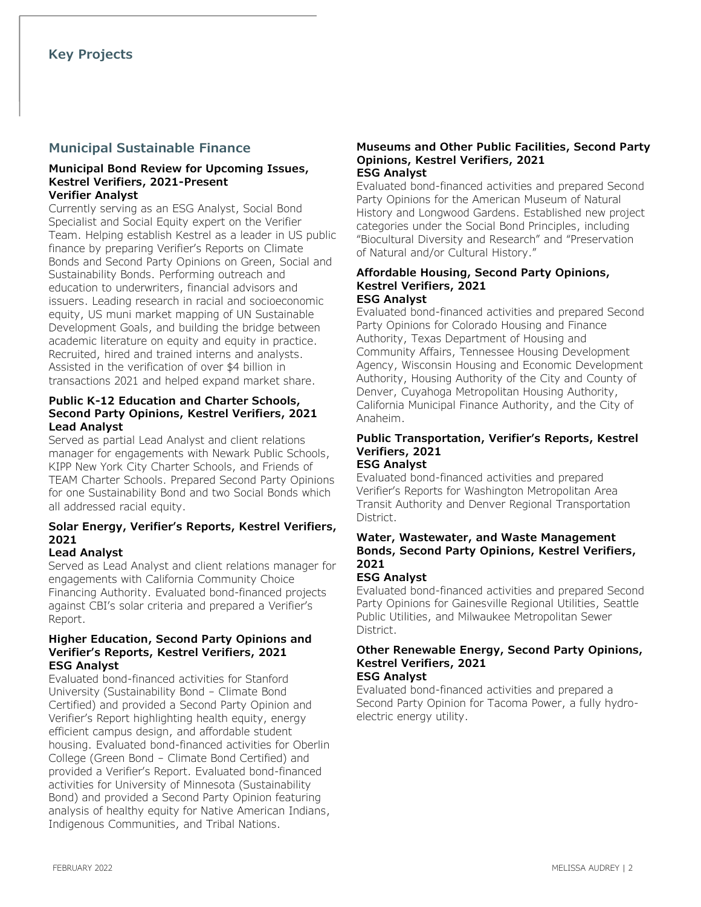## Key Projects

## Municipal Sustainable Finance

**Municipal Bond Review for Upcoming Issues, Kestrel Verifiers, 2021-Present**
**Verifier Analyst**

Currently serving as an ESG Analyst, Social Bond Specialist and Social Equity expert on the Verifier Team. Helping establish Kestrel as a leader in US public finance by preparing Verifier's Reports on Climate Bonds and Second Party Opinions on Green, Social and Sustainability Bonds. Performing outreach and education to underwriters, financial advisors and issuers. Leading research in racial and socioeconomic equity, US muni market mapping of UN Sustainable Development Goals, and building the bridge between academic literature on equity and equity in practice. Recruited, hired and trained interns and analysts. Assisted in the verification of over $4 billion in transactions 2021 and helped expand market share.

**Public K-12 Education and Charter Schools, Second Party Opinions, Kestrel Verifiers, 2021**
**Lead Analyst**

Served as partial Lead Analyst and client relations manager for engagements with Newark Public Schools, KIPP New York City Charter Schools, and Friends of TEAM Charter Schools. Prepared Second Party Opinions for one Sustainability Bond and two Social Bonds which all addressed racial equity.

**Solar Energy, Verifier's Reports, Kestrel Verifiers, 2021**
**Lead Analyst**

Served as Lead Analyst and client relations manager for engagements with California Community Choice Financing Authority. Evaluated bond-financed projects against CBI's solar criteria and prepared a Verifier's Report.

**Higher Education, Second Party Opinions and Verifier's Reports, Kestrel Verifiers, 2021**
**ESG Analyst**

Evaluated bond-financed activities for Stanford University (Sustainability Bond – Climate Bond Certified) and provided a Second Party Opinion and Verifier's Report highlighting health equity, energy efficient campus design, and affordable student housing. Evaluated bond-financed activities for Oberlin College (Green Bond – Climate Bond Certified) and provided a Verifier's Report. Evaluated bond-financed activities for University of Minnesota (Sustainability Bond) and provided a Second Party Opinion featuring analysis of healthy equity for Native American Indians, Indigenous Communities, and Tribal Nations.

**Museums and Other Public Facilities, Second Party Opinions, Kestrel Verifiers, 2021**
**ESG Analyst**

Evaluated bond-financed activities and prepared Second Party Opinions for the American Museum of Natural History and Longwood Gardens. Established new project categories under the Social Bond Principles, including "Biocultural Diversity and Research" and "Preservation of Natural and/or Cultural History."

**Affordable Housing, Second Party Opinions, Kestrel Verifiers, 2021**
**ESG Analyst**

Evaluated bond-financed activities and prepared Second Party Opinions for Colorado Housing and Finance Authority, Texas Department of Housing and Community Affairs, Tennessee Housing Development Agency, Wisconsin Housing and Economic Development Authority, Housing Authority of the City and County of Denver, Cuyahoga Metropolitan Housing Authority, California Municipal Finance Authority, and the City of Anaheim.

**Public Transportation, Verifier's Reports, Kestrel Verifiers, 2021**
**ESG Analyst**

Evaluated bond-financed activities and prepared Verifier's Reports for Washington Metropolitan Area Transit Authority and Denver Regional Transportation District.

**Water, Wastewater, and Waste Management Bonds, Second Party Opinions, Kestrel Verifiers, 2021**
**ESG Analyst**

Evaluated bond-financed activities and prepared Second Party Opinions for Gainesville Regional Utilities, Seattle Public Utilities, and Milwaukee Metropolitan Sewer District.

**Other Renewable Energy, Second Party Opinions, Kestrel Verifiers, 2021**
**ESG Analyst**

Evaluated bond-financed activities and prepared a Second Party Opinion for Tacoma Power, a fully hydro-electric energy utility.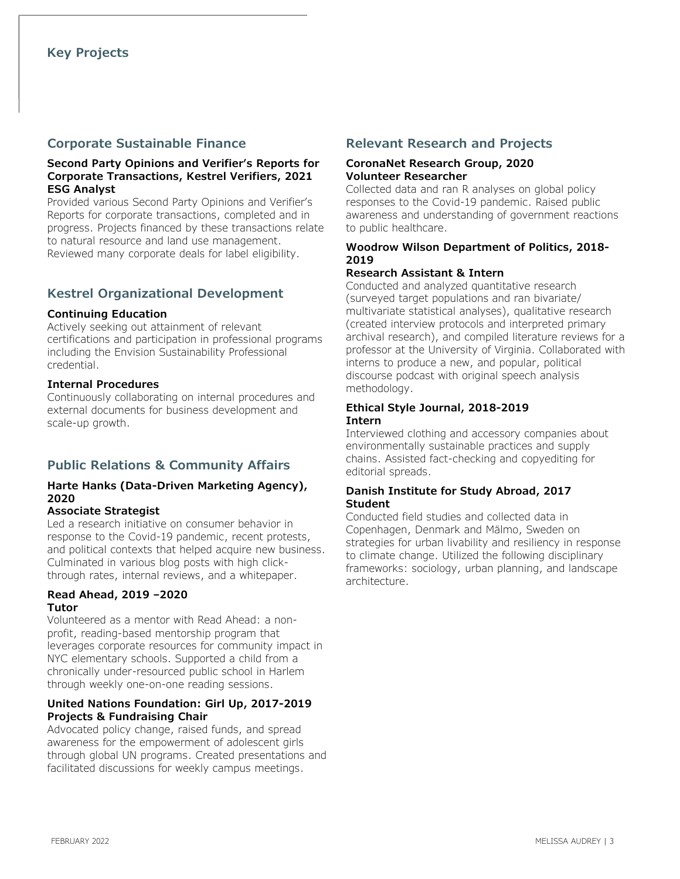## Key Projects

### Corporate Sustainable Finance

**Second Party Opinions and Verifier's Reports for Corporate Transactions, Kestrel Verifiers, 2021**
**ESG Analyst**
Provided various Second Party Opinions and Verifier's Reports for corporate transactions, completed and in progress. Projects financed by these transactions relate to natural resource and land use management. Reviewed many corporate deals for label eligibility.

### Kestrel Organizational Development

**Continuing Education**
Actively seeking out attainment of relevant certifications and participation in professional programs including the Envision Sustainability Professional credential.

**Internal Procedures**
Continuously collaborating on internal procedures and external documents for business development and scale-up growth.

### Public Relations & Community Affairs

**Harte Hanks (Data-Driven Marketing Agency), 2020**
**Associate Strategist**
Led a research initiative on consumer behavior in response to the Covid-19 pandemic, recent protests, and political contexts that helped acquire new business. Culminated in various blog posts with high click-through rates, internal reviews, and a whitepaper.

**Read Ahead, 2019 –2020**
**Tutor**
Volunteered as a mentor with Read Ahead: a non-profit, reading-based mentorship program that leverages corporate resources for community impact in NYC elementary schools. Supported a child from a chronically under-resourced public school in Harlem through weekly one-on-one reading sessions.

**United Nations Foundation: Girl Up, 2017-2019**
**Projects & Fundraising Chair**
Advocated policy change, raised funds, and spread awareness for the empowerment of adolescent girls through global UN programs. Created presentations and facilitated discussions for weekly campus meetings.

### Relevant Research and Projects

**CoronaNet Research Group, 2020**
**Volunteer Researcher**
Collected data and ran R analyses on global policy responses to the Covid-19 pandemic. Raised public awareness and understanding of government reactions to public healthcare.

**Woodrow Wilson Department of Politics, 2018-2019**
**Research Assistant & Intern**
Conducted and analyzed quantitative research (surveyed target populations and ran bivariate/ multivariate statistical analyses), qualitative research (created interview protocols and interpreted primary archival research), and compiled literature reviews for a professor at the University of Virginia. Collaborated with interns to produce a new, and popular, political discourse podcast with original speech analysis methodology.

**Ethical Style Journal, 2018-2019**
**Intern**
Interviewed clothing and accessory companies about environmentally sustainable practices and supply chains. Assisted fact-checking and copyediting for editorial spreads.

**Danish Institute for Study Abroad, 2017**
**Student**
Conducted field studies and collected data in Copenhagen, Denmark and Mälmo, Sweden on strategies for urban livability and resiliency in response to climate change. Utilized the following disciplinary frameworks: sociology, urban planning, and landscape architecture.